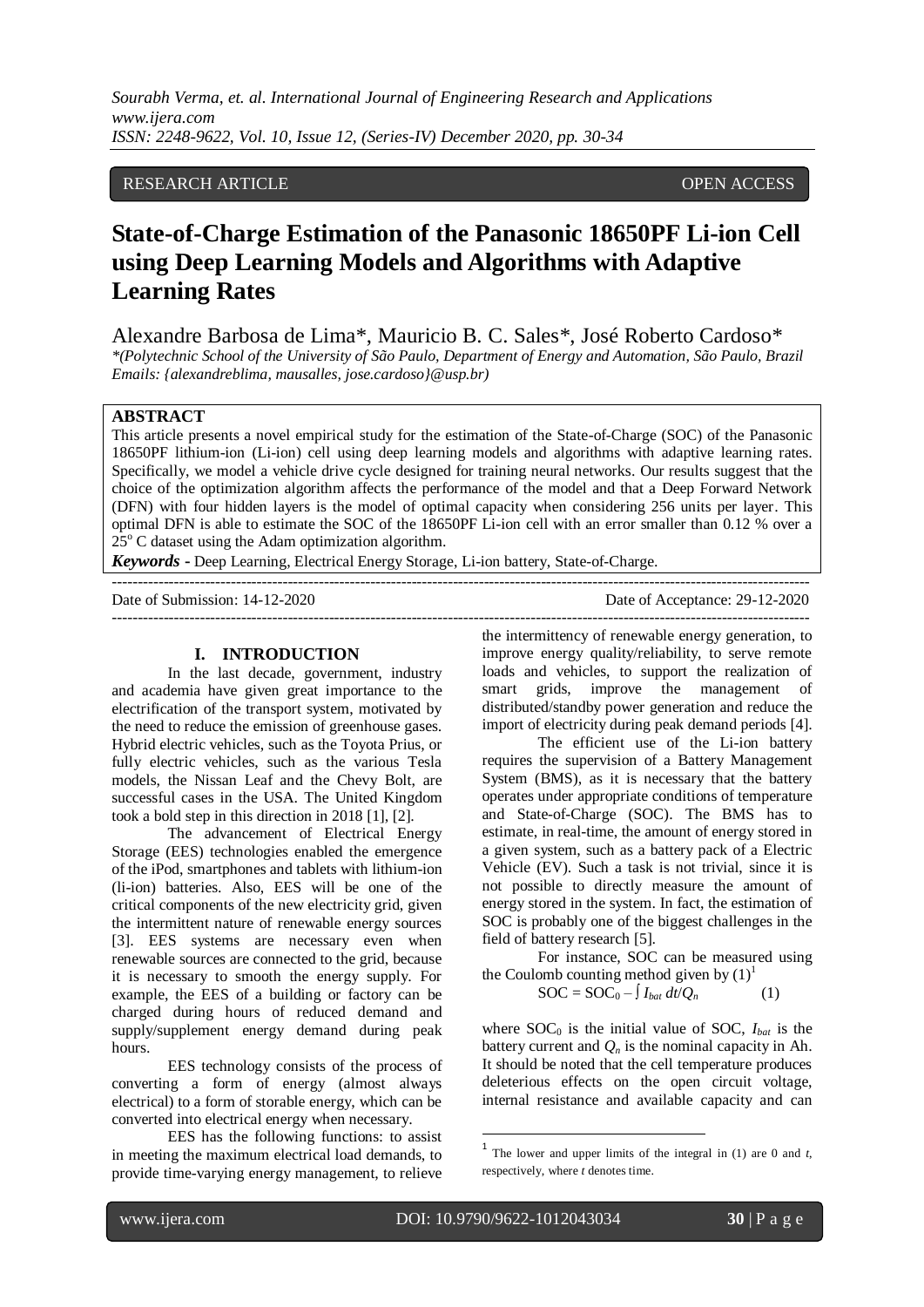RESEARCH ARTICLE OPEN ACCESS

# State-of-Charge Estimation of the Panasonic 18650PF Li-ion Cell using Deep Learning Models and Algorithms with Adaptive Learning Rates

Alexandre Barbosa de Lima*, Mauricio B. C. Sales*, José Roberto Cardoso*

*(Polytechnic School of the University of São Paulo, Department of Energy and Automation, São Paulo, Brazil Emails: {alexandreblima, mausalles, jose.cardoso}@usp.br)*

## ABSTRACT

This article presents a novel empirical study for the estimation of the State-of-Charge (SOC) of the Panasonic 18650PF lithium-ion (Li-ion) cell using deep learning models and algorithms with adaptive learning rates. Specifically, we model a vehicle drive cycle designed for training neural networks. Our results suggest that the choice of the optimization algorithm affects the performance of the model and that a Deep Forward Network (DFN) with four hidden layers is the model of optimal capacity when considering 256 units per layer. This optimal DFN is able to estimate the SOC of the 18650PF Li-ion cell with an error smaller than 0.12 % over a 25° C dataset using the Adam optimization algorithm.

***Keywords*** **-** Deep Learning, Electrical Energy Storage, Li-ion battery, State-of-Charge.

Date of Submission: 14-12-2020 Date of Acceptance: 29-12-2020

## I. INTRODUCTION

In the last decade, government, industry and academia have given great importance to the electrification of the transport system, motivated by the need to reduce the emission of greenhouse gases. Hybrid electric vehicles, such as the Toyota Prius, or fully electric vehicles, such as the various Tesla models, the Nissan Leaf and the Chevy Bolt, are successful cases in the USA. The United Kingdom took a bold step in this direction in 2018 [1], [2].

The advancement of Electrical Energy Storage (EES) technologies enabled the emergence of the iPod, smartphones and tablets with lithium-ion (li-ion) batteries. Also, EES will be one of the critical components of the new electricity grid, given the intermittent nature of renewable energy sources [3]. EES systems are necessary even when renewable sources are connected to the grid, because it is necessary to smooth the energy supply. For example, the EES of a building or factory can be charged during hours of reduced demand and supply/supplement energy demand during peak hours.

EES technology consists of the process of converting a form of energy (almost always electrical) to a form of storable energy, which can be converted into electrical energy when necessary.

EES has the following functions: to assist in meeting the maximum electrical load demands, to provide time-varying energy management, to relieve the intermittency of renewable energy generation, to improve energy quality/reliability, to serve remote loads and vehicles, to support the realization of smart grids, improve the management of distributed/standby power generation and reduce the import of electricity during peak demand periods [4].

The efficient use of the Li-ion battery requires the supervision of a Battery Management System (BMS), as it is necessary that the battery operates under appropriate conditions of temperature and State-of-Charge (SOC). The BMS has to estimate, in real-time, the amount of energy stored in a given system, such as a battery pack of a Electric Vehicle (EV). Such a task is not trivial, since it is not possible to directly measure the amount of energy stored in the system. In fact, the estimation of SOC is probably one of the biggest challenges in the field of battery research [5].

For instance, SOC can be measured using the Coulomb counting method given by (1)[1]

$$SOC = SOC_0 - \int I_{bat}\, dt/Q_n \qquad (1)$$

where $SOC_0$ is the initial value of SOC, $I_{bat}$ is the battery current and $Q_n$ is the nominal capacity in Ah. It should be noted that the cell temperature produces deleterious effects on the open circuit voltage, internal resistance and available capacity and can

[1] The lower and upper limits of the integral in (1) are 0 and $t$, respectively, where $t$ denotes time.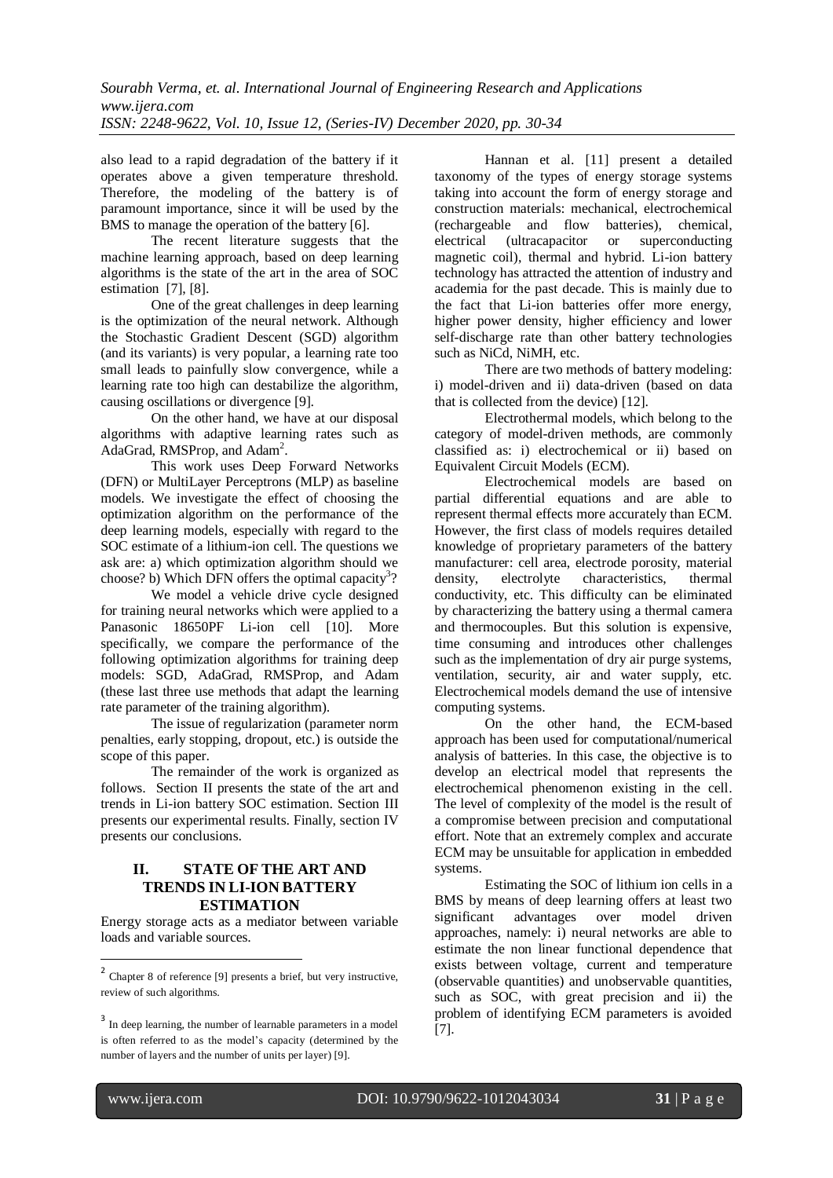also lead to a rapid degradation of the battery if it operates above a given temperature threshold. Therefore, the modeling of the battery is of paramount importance, since it will be used by the BMS to manage the operation of the battery [6].

The recent literature suggests that the machine learning approach, based on deep learning algorithms is the state of the art in the area of SOC estimation [7], [8].

One of the great challenges in deep learning is the optimization of the neural network. Although the Stochastic Gradient Descent (SGD) algorithm (and its variants) is very popular, a learning rate too small leads to painfully slow convergence, while a learning rate too high can destabilize the algorithm, causing oscillations or divergence [9].

On the other hand, we have at our disposal algorithms with adaptive learning rates such as AdaGrad, RMSProp, and Adam[2].

This work uses Deep Forward Networks (DFN) or MultiLayer Perceptrons (MLP) as baseline models. We investigate the effect of choosing the optimization algorithm on the performance of the deep learning models, especially with regard to the SOC estimate of a lithium-ion cell. The questions we ask are: a) which optimization algorithm should we choose? b) Which DFN offers the optimal capacity[3]?

We model a vehicle drive cycle designed for training neural networks which were applied to a Panasonic 18650PF Li-ion cell [10]. More specifically, we compare the performance of the following optimization algorithms for training deep models: SGD, AdaGrad, RMSProp, and Adam (these last three use methods that adapt the learning rate parameter of the training algorithm).

The issue of regularization (parameter norm penalties, early stopping, dropout, etc.) is outside the scope of this paper.

The remainder of the work is organized as follows. Section II presents the state of the art and trends in Li-ion battery SOC estimation. Section III presents our experimental results. Finally, section IV presents our conclusions.

## II. STATE OF THE ART AND TRENDS IN LI-ION BATTERY ESTIMATION

Energy storage acts as a mediator between variable loads and variable sources.

Hannan et al. [11] present a detailed taxonomy of the types of energy storage systems taking into account the form of energy storage and construction materials: mechanical, electrochemical (rechargeable and flow batteries), chemical, electrical (ultracapacitor or superconducting magnetic coil), thermal and hybrid. Li-ion battery technology has attracted the attention of industry and academia for the past decade. This is mainly due to the fact that Li-ion batteries offer more energy, higher power density, higher efficiency and lower self-discharge rate than other battery technologies such as NiCd, NiMH, etc.

There are two methods of battery modeling: i) model-driven and ii) data-driven (based on data that is collected from the device) [12].

Electrothermal models, which belong to the category of model-driven methods, are commonly classified as: i) electrochemical or ii) based on Equivalent Circuit Models (ECM).

Electrochemical models are based on partial differential equations and are able to represent thermal effects more accurately than ECM. However, the first class of models requires detailed knowledge of proprietary parameters of the battery manufacturer: cell area, electrode porosity, material density, electrolyte characteristics, thermal conductivity, etc. This difficulty can be eliminated by characterizing the battery using a thermal camera and thermocouples. But this solution is expensive, time consuming and introduces other challenges such as the implementation of dry air purge systems, ventilation, security, air and water supply, etc. Electrochemical models demand the use of intensive computing systems.

On the other hand, the ECM-based approach has been used for computational/numerical analysis of batteries. In this case, the objective is to develop an electrical model that represents the electrochemical phenomenon existing in the cell. The level of complexity of the model is the result of a compromise between precision and computational effort. Note that an extremely complex and accurate ECM may be unsuitable for application in embedded systems.

Estimating the SOC of lithium ion cells in a BMS by means of deep learning offers at least two significant advantages over model driven approaches, namely: i) neural networks are able to estimate the non linear functional dependence that exists between voltage, current and temperature (observable quantities) and unobservable quantities, such as SOC, with great precision and ii) the problem of identifying ECM parameters is avoided [7].

---

[2] Chapter 8 of reference [9] presents a brief, but very instructive, review of such algorithms.

[3] In deep learning, the number of learnable parameters in a model is often referred to as the model's capacity (determined by the number of layers and the number of units per layer) [9].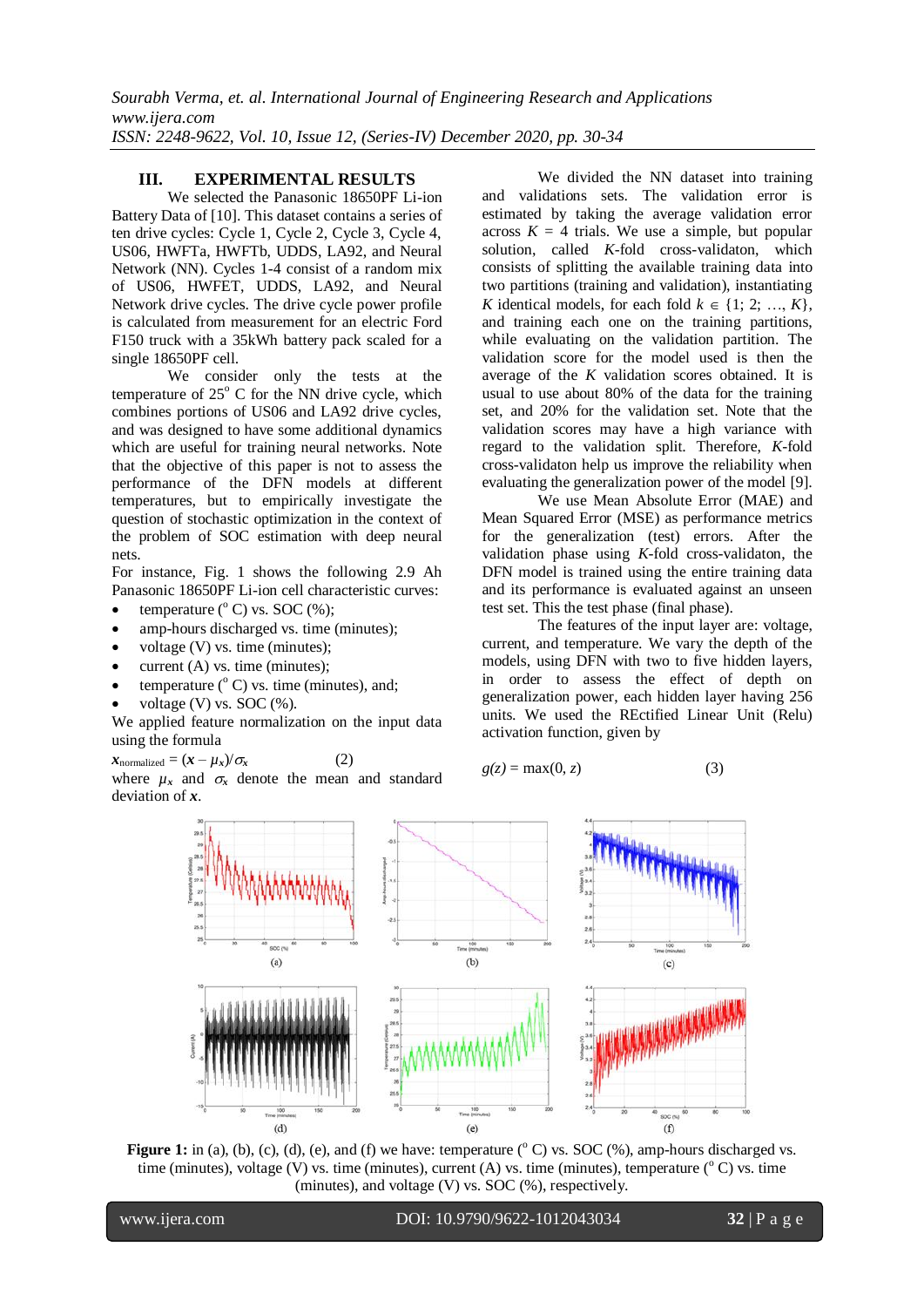## III. EXPERIMENTAL RESULTS

We selected the Panasonic 18650PF Li-ion Battery Data of [10]. This dataset contains a series of ten drive cycles: Cycle 1, Cycle 2, Cycle 3, Cycle 4, US06, HWFTa, HWFTb, UDDS, LA92, and Neural Network (NN). Cycles 1-4 consist of a random mix of US06, HWFET, UDDS, LA92, and Neural Network drive cycles. The drive cycle power profile is calculated from measurement for an electric Ford F150 truck with a 35kWh battery pack scaled for a single 18650PF cell.

We consider only the tests at the temperature of 25° C for the NN drive cycle, which combines portions of US06 and LA92 drive cycles, and was designed to have some additional dynamics which are useful for training neural networks. Note that the objective of this paper is not to assess the performance of the DFN models at different temperatures, but to empirically investigate the question of stochastic optimization in the context of the problem of SOC estimation with deep neural nets.

For instance, Fig. 1 shows the following 2.9 Ah Panasonic 18650PF Li-ion cell characteristic curves:

- temperature (° C) vs. SOC (%);
- amp-hours discharged vs. time (minutes);
- voltage (V) vs. time (minutes);
- current (A) vs. time (minutes);
- temperature (° C) vs. time (minutes), and;
- voltage (V) vs. SOC (%).

We applied feature normalization on the input data using the formula

$$\boldsymbol{x}_{\text{normalized}} = (\boldsymbol{x} - \mu_x)/\sigma_x \qquad (2)$$

where $\mu_x$ and $\sigma_x$ denote the mean and standard deviation of $\boldsymbol{x}$.

We divided the NN dataset into training and validations sets. The validation error is estimated by taking the average validation error across $K = 4$ trials. We use a simple, but popular solution, called $K$-fold cross-validaton, which consists of splitting the available training data into two partitions (training and validation), instantiating $K$ identical models, for each fold $k \in \{1; 2; \ldots, K\}$, and training each one on the training partitions, while evaluating on the validation partition. The validation score for the model used is then the average of the $K$ validation scores obtained. It is usual to use about 80% of the data for the training set, and 20% for the validation set. Note that the validation scores may have a high variance with regard to the validation split. Therefore, $K$-fold cross-validaton help us improve the reliability when evaluating the generalization power of the model [9].

We use Mean Absolute Error (MAE) and Mean Squared Error (MSE) as performance metrics for the generalization (test) errors. After the validation phase using $K$-fold cross-validaton, the DFN model is trained using the entire training data and its performance is evaluated against an unseen test set. This the test phase (final phase).

The features of the input layer are: voltage, current, and temperature. We vary the depth of the models, using DFN with two to five hidden layers, in order to assess the effect of depth on generalization power, each hidden layer having 256 units. We used the REctified Linear Unit (Relu) activation function, given by

$$g(z) = \max(0, z) \qquad (3)$$

**Figure 1:** in (a), (b), (c), (d), (e), and (f) we have: temperature (° C) vs. SOC (%), amp-hours discharged vs. time (minutes), voltage (V) vs. time (minutes), current (A) vs. time (minutes), temperature (° C) vs. time (minutes), and voltage (V) vs. SOC (%), respectively.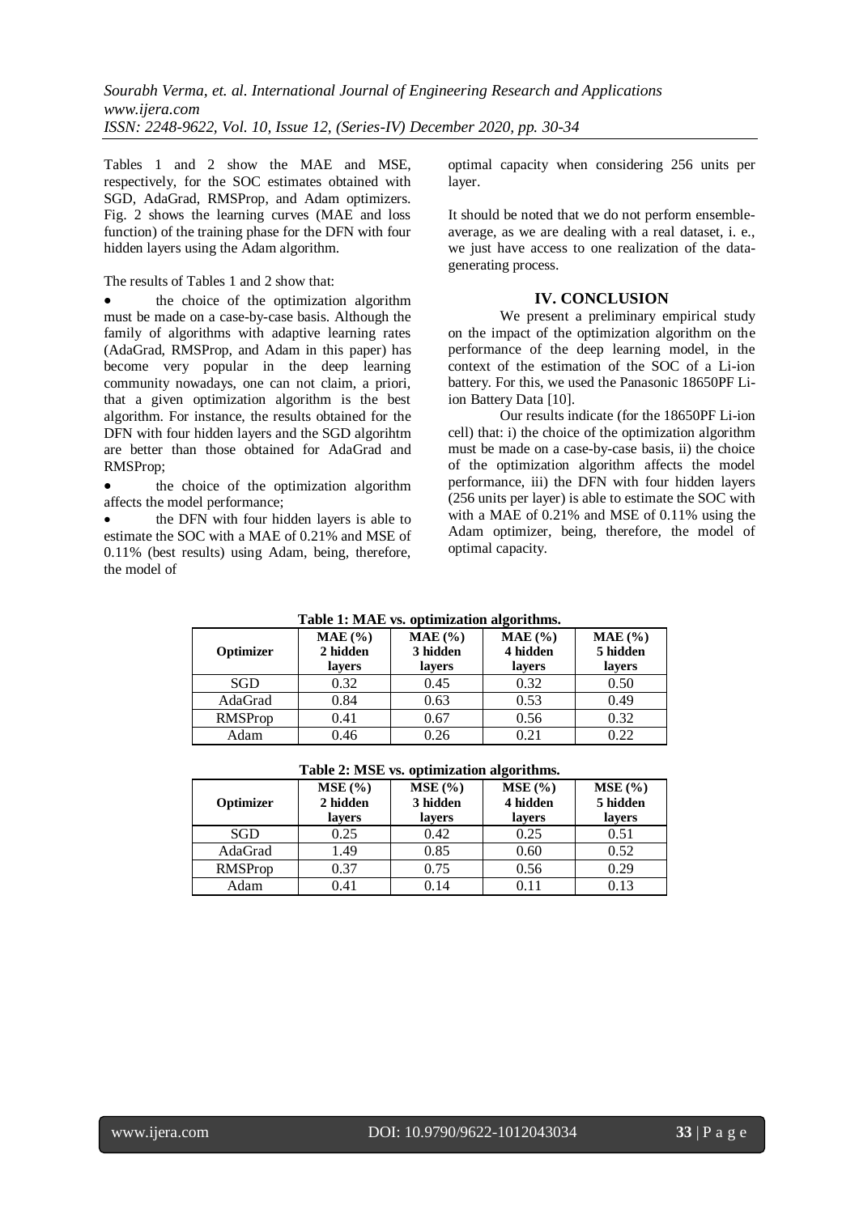Tables 1 and 2 show the MAE and MSE, respectively, for the SOC estimates obtained with SGD, AdaGrad, RMSProp, and Adam optimizers. Fig. 2 shows the learning curves (MAE and loss function) of the training phase for the DFN with four hidden layers using the Adam algorithm.

The results of Tables 1 and 2 show that:

- the choice of the optimization algorithm must be made on a case-by-case basis. Although the family of algorithms with adaptive learning rates (AdaGrad, RMSProp, and Adam in this paper) has become very popular in the deep learning community nowadays, one can not claim, a priori, that a given optimization algorithm is the best algorithm. For instance, the results obtained for the DFN with four hidden layers and the SGD algorihtm are better than those obtained for AdaGrad and RMSProp;
- the choice of the optimization algorithm affects the model performance;
- the DFN with four hidden layers is able to estimate the SOC with a MAE of 0.21% and MSE of 0.11% (best results) using Adam, being, therefore, the model of optimal capacity when considering 256 units per layer.

It should be noted that we do not perform ensemble-average, as we are dealing with a real dataset, i. e., we just have access to one realization of the data-generating process.

## IV. CONCLUSION

We present a preliminary empirical study on the impact of the optimization algorithm on the performance of the deep learning model, in the context of the estimation of the SOC of a Li-ion battery. For this, we used the Panasonic 18650PF Li-ion Battery Data [10].

Our results indicate (for the 18650PF Li-ion cell) that: i) the choice of the optimization algorithm must be made on a case-by-case basis, ii) the choice of the optimization algorithm affects the model performance, iii) the DFN with four hidden layers (256 units per layer) is able to estimate the SOC with with a MAE of 0.21% and MSE of 0.11% using the Adam optimizer, being, therefore, the model of optimal capacity.

**Table 1: MAE vs. optimization algorithms.**

| Optimizer | MAE (%) 2 hidden layers | MAE (%) 3 hidden layers | MAE (%) 4 hidden layers | MAE (%) 5 hidden layers |
|---|---|---|---|---|
| SGD | 0.32 | 0.45 | 0.32 | 0.50 |
| AdaGrad | 0.84 | 0.63 | 0.53 | 0.49 |
| RMSProp | 0.41 | 0.67 | 0.56 | 0.32 |
| Adam | 0.46 | 0.26 | 0.21 | 0.22 |

**Table 2: MSE vs. optimization algorithms.**

| Optimizer | MSE (%) 2 hidden layers | MSE (%) 3 hidden layers | MSE (%) 4 hidden layers | MSE (%) 5 hidden layers |
|---|---|---|---|---|
| SGD | 0.25 | 0.42 | 0.25 | 0.51 |
| AdaGrad | 1.49 | 0.85 | 0.60 | 0.52 |
| RMSProp | 0.37 | 0.75 | 0.56 | 0.29 |
| Adam | 0.41 | 0.14 | 0.11 | 0.13 |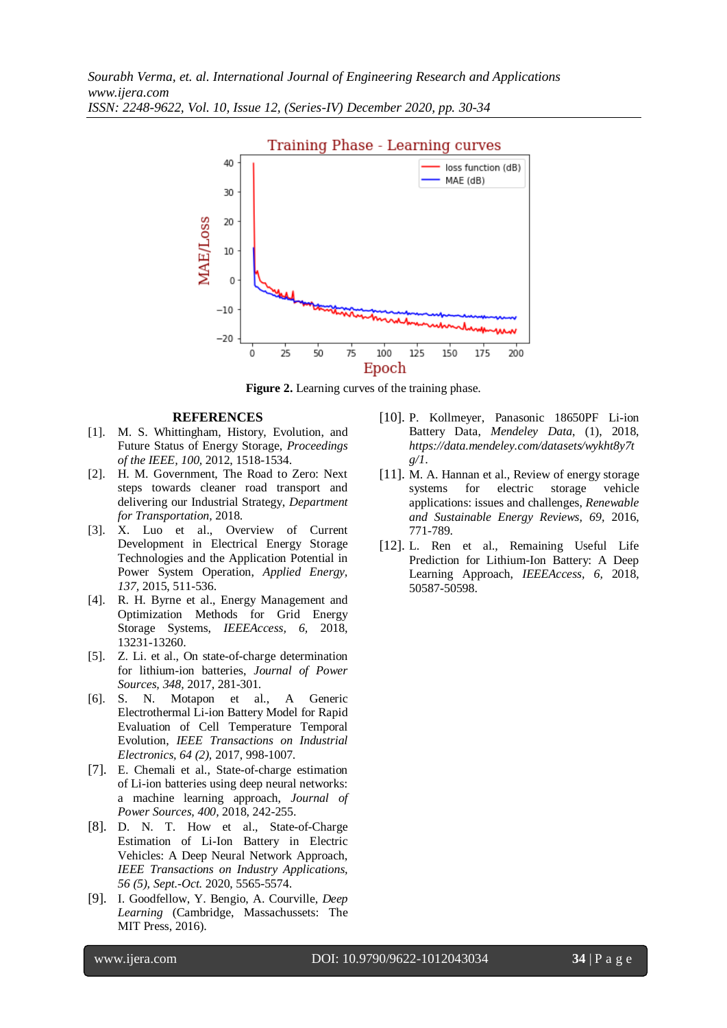Training Phase - Learning curves

loss function (dB)
MAE (dB)

MAE/Loss

40
30
20
10
0
−10
−20

0 25 50 75 100 125 150 175 200

Epoch

**Figure 2.** Learning curves of the training phase.

## REFERENCES

[1]. M. S. Whittingham, History, Evolution, and Future Status of Energy Storage, *Proceedings of the IEEE, 100,* 2012, 1518-1534.

[2]. H. M. Government, The Road to Zero: Next steps towards cleaner road transport and delivering our Industrial Strategy, *Department for Transportation,* 2018.

[3]. X. Luo et al., Overview of Current Development in Electrical Energy Storage Technologies and the Application Potential in Power System Operation, *Applied Energy, 137,* 2015, 511-536.

[4]. R. H. Byrne et al., Energy Management and Optimization Methods for Grid Energy Storage Systems, *IEEEAccess, 6,* 2018, 13231-13260.

[5]. Z. Li. et al., On state-of-charge determination for lithium-ion batteries, *Journal of Power Sources, 348,* 2017, 281-301.

[6]. S. N. Motapon et al., A Generic Electrothermal Li-ion Battery Model for Rapid Evaluation of Cell Temperature Temporal Evolution, *IEEE Transactions on Industrial Electronics, 64 (2),* 2017, 998-1007.

[7]. E. Chemali et al., State-of-charge estimation of Li-ion batteries using deep neural networks: a machine learning approach, *Journal of Power Sources, 400,* 2018, 242-255.

[8]. D. N. T. How et al., State-of-Charge Estimation of Li-Ion Battery in Electric Vehicles: A Deep Neural Network Approach, *IEEE Transactions on Industry Applications, 56 (5), Sept.-Oct.* 2020, 5565-5574.

[9]. I. Goodfellow, Y. Bengio, A. Courville, *Deep Learning* (Cambridge, Massachussets: The MIT Press, 2016).

[10]. P. Kollmeyer, Panasonic 18650PF Li-ion Battery Data, *Mendeley Data,* (1), 2018, *https://data.mendeley.com/datasets/wykht8y7tg/1*.

[11]. M. A. Hannan et al., Review of energy storage systems for electric storage vehicle applications: issues and challenges, *Renewable and Sustainable Energy Reviews, 69,* 2016, 771-789.

[12]. L. Ren et al., Remaining Useful Life Prediction for Lithium-Ion Battery: A Deep Learning Approach, *IEEEAccess, 6,* 2018, 50587-50598.